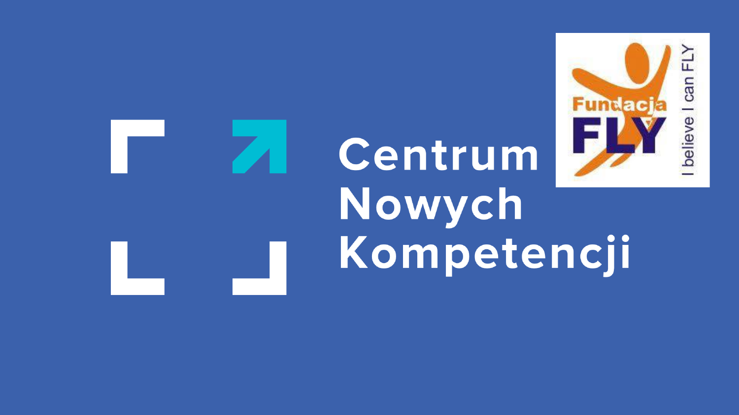# Centrum Nowych Kompetencji

Fundacja FLY

I believe I can FLY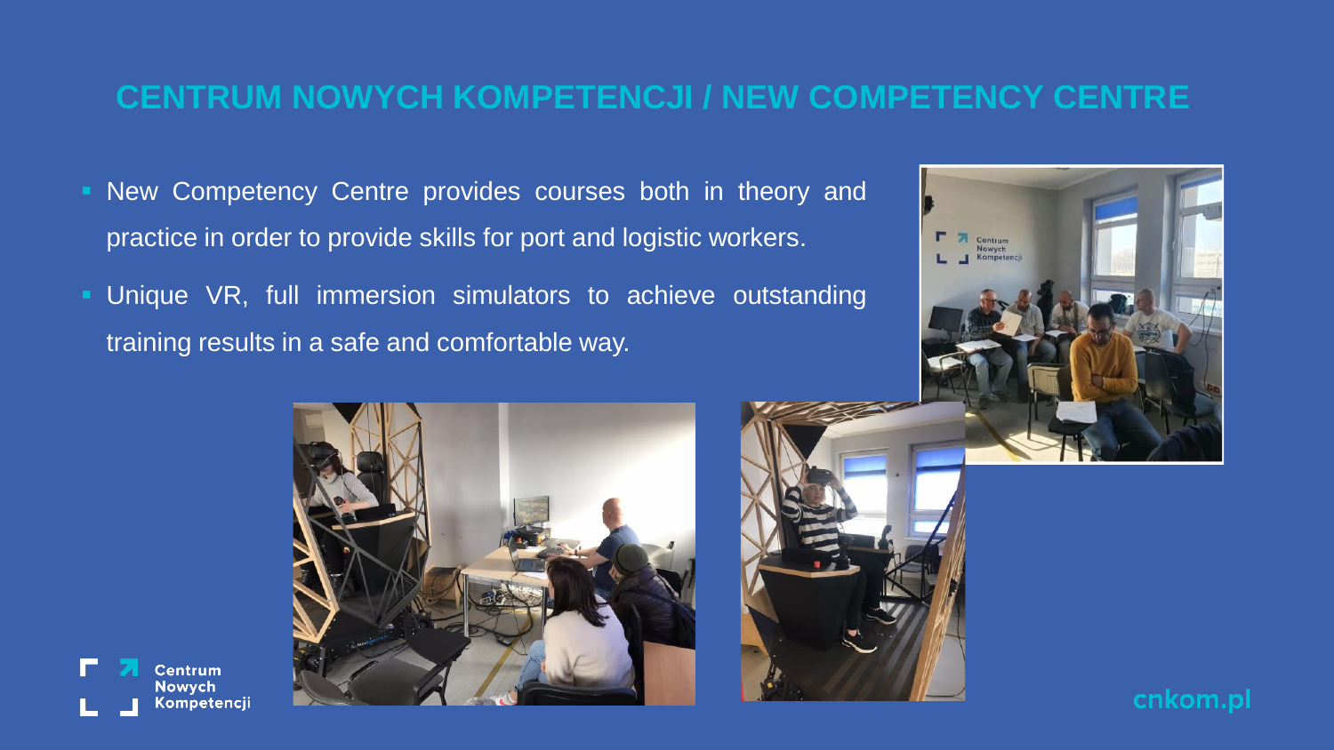# CENTRUM NOWYCH KOMPETENCJI / NEW COMPETENCY CENTRE

- New Competency Centre provides courses both in theory and practice in order to provide skills for port and logistic workers.
- Unique VR, full immersion simulators to achieve outstanding training results in a safe and comfortable way.

Centrum Nowych Kompetencji

cnkom.pl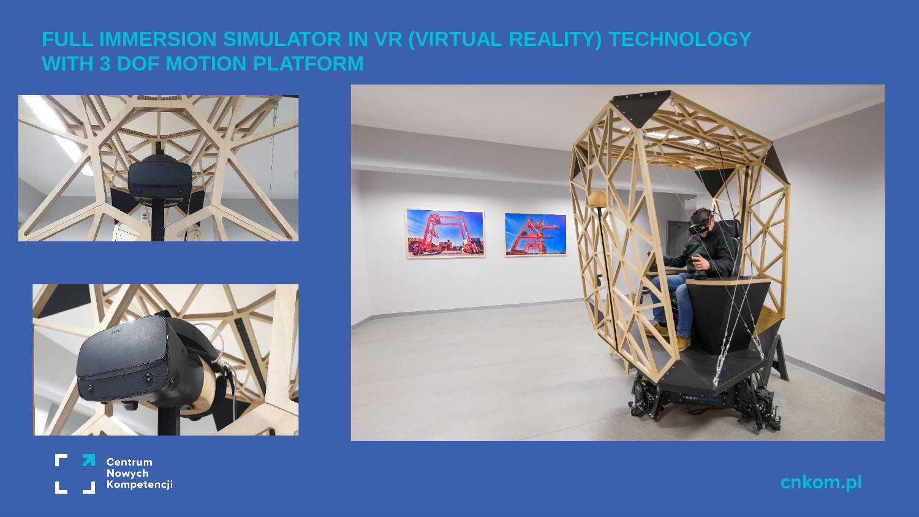# FULL IMMERSION SIMULATOR IN VR (VIRTUAL REALITY) TECHNOLOGY WITH 3 DOF MOTION PLATFORM

Centrum Nowych Kompetencji

cnkom.pl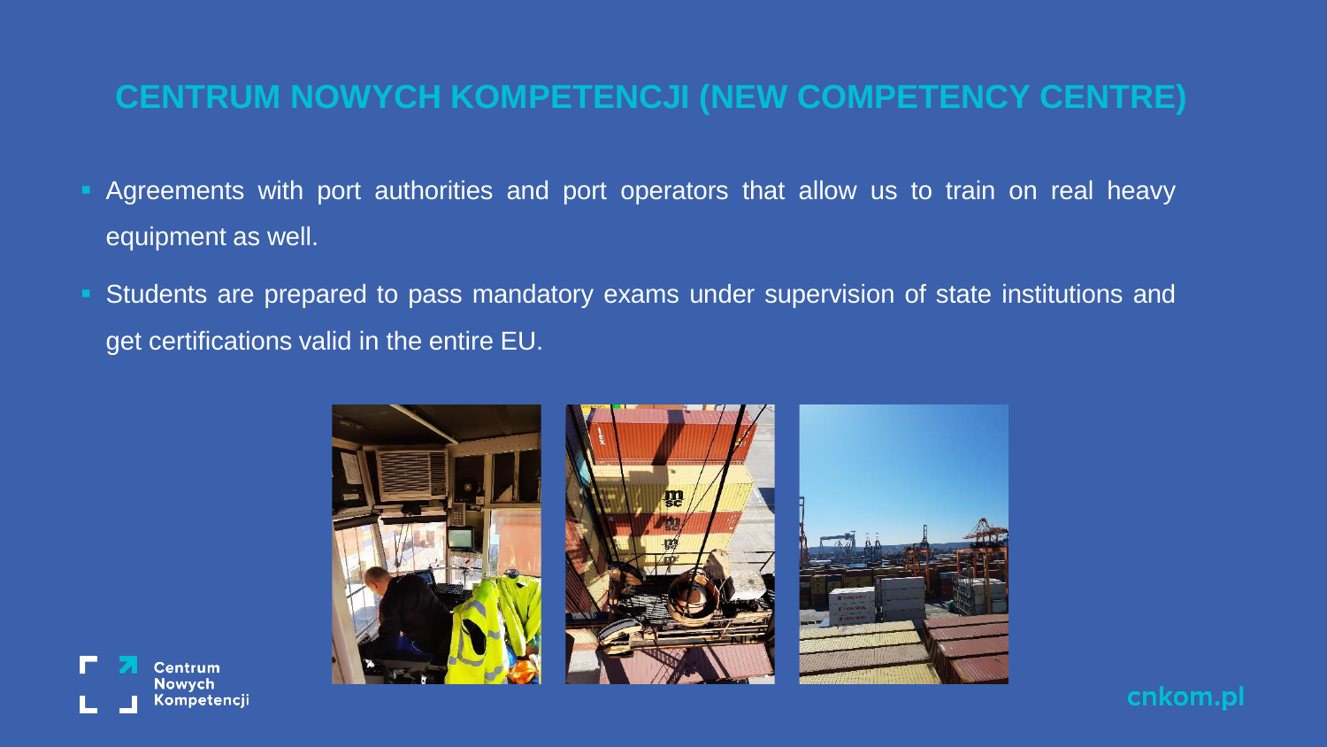# CENTRUM NOWYCH KOMPETENCJI (NEW COMPETENCY CENTRE)

- Agreements with port authorities and port operators that allow us to train on real heavy equipment as well.
- Students are prepared to pass mandatory exams under supervision of state institutions and get certifications valid in the entire EU.

Centrum Nowych Kompetencji

cnkom.pl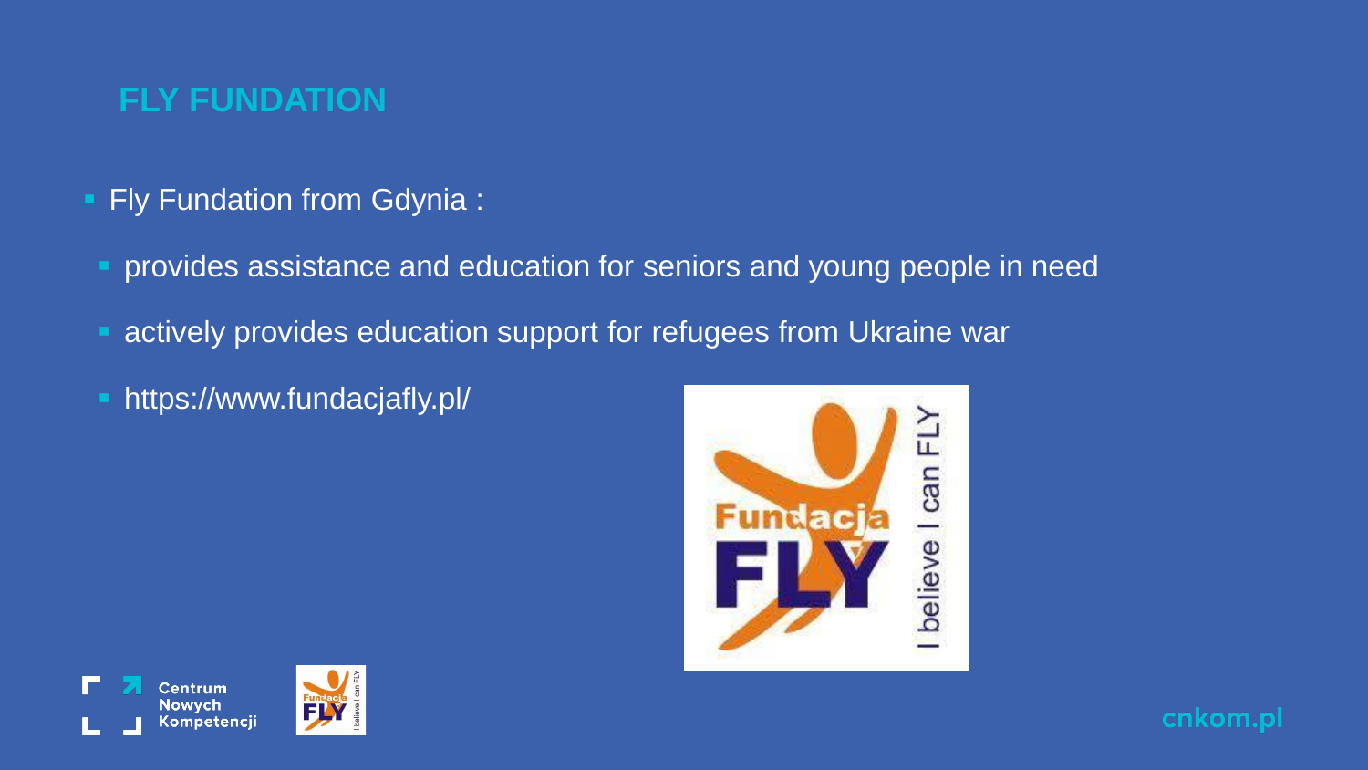# FLY FUNDATION

- Fly Fundation from Gdynia :
  - provides assistance and education for seniors and young people in need
  - actively provides education support for refugees from Ukraine war
  - https://www.fundacjafly.pl/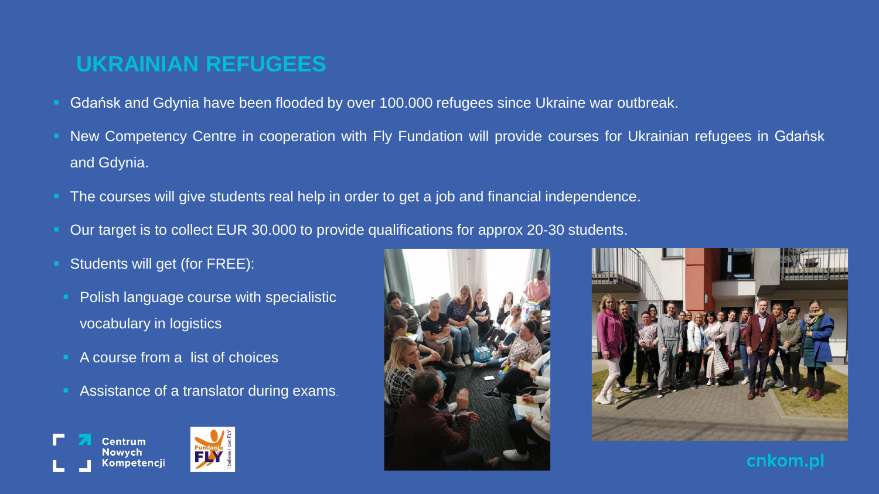## UKRAINIAN REFUGEES

- Gdańsk and Gdynia have been flooded by over 100.000 refugees since Ukraine war outbreak.
- New Competency Centre in cooperation with Fly Fundation will provide courses for Ukrainian refugees in Gdańsk and Gdynia.
- The courses will give students real help in order to get a job and financial independence.
- Our target is to collect EUR 30.000 to provide qualifications for approx 20-30 students.
- Students will get (for FREE):
  - Polish language course with specialistic vocabulary in logistics
  - A course from a list of choices
  - Assistance of a translator during exams.

Centrum Nowych Kompetencji

cnkom.pl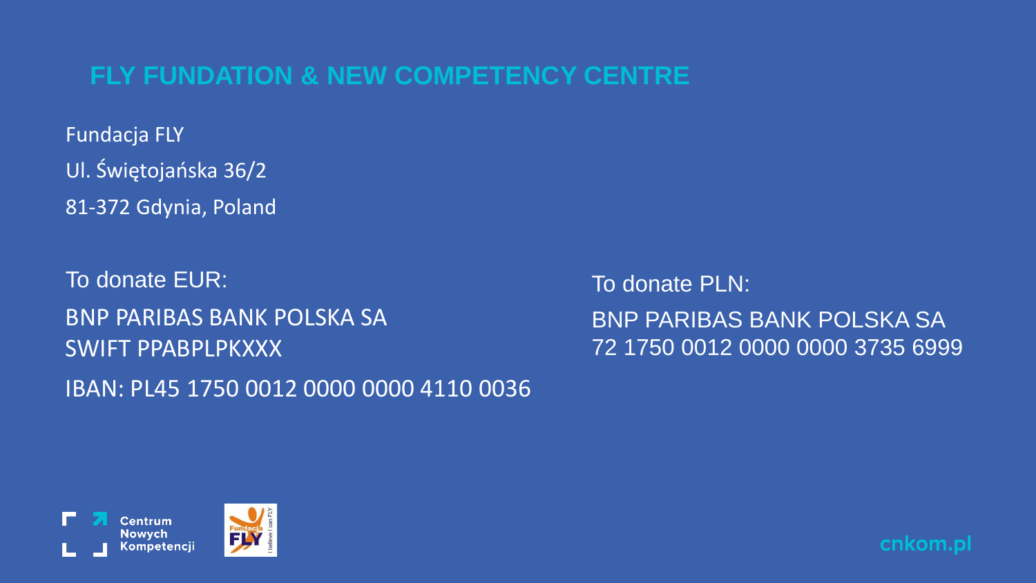# FLY FUNDATION & NEW COMPETENCY CENTRE

Fundacja FLY

Ul. Świętojańska 36/2

81-372 Gdynia, Poland

To donate EUR:

BNP PARIBAS BANK POLSKA SA
SWIFT PPABPLPKXXX

IBAN: PL45 1750 0012 0000 0000 4110 0036

To donate PLN:

BNP PARIBAS BANK POLSKA SA
72 1750 0012 0000 0000 3735 6999

Centrum Nowych Kompetencji

cnkom.pl